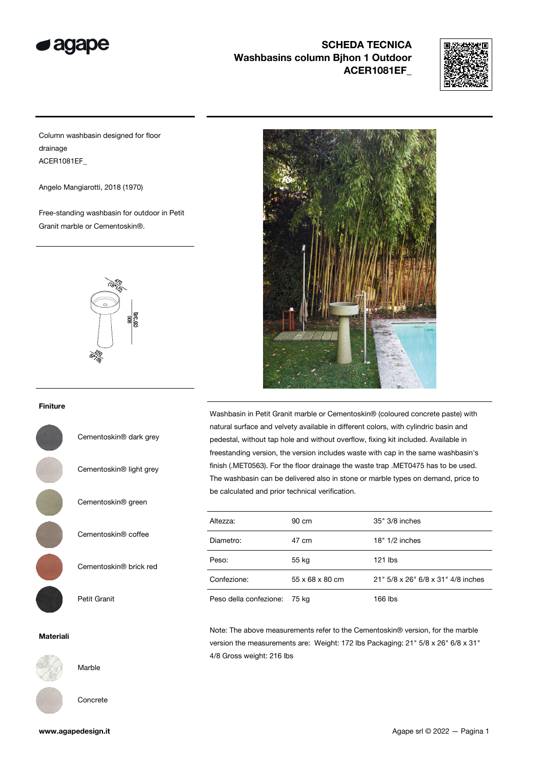# SCHEDA TECNICA
## Washbasins column Bjhon 1 Outdoor
## ACER1081EF_

Column washbasin designed for floor drainage
ACER1081EF_

Angelo Mangiarotti, 2018 (1970)

Free-standing washbasin for outdoor in Petit Granit marble or Cementoskin®.

470 (18"1/2)
900 (35"3/8)
250 (9"7/8)

**Finiture**

- Cementoskin® dark grey
- Cementoskin® light grey
- Cementoskin® green
- Cementoskin® coffee
- Cementoskin® brick red
- Petit Granit

**Materiali**

- Marble
- Concrete

Washbasin in Petit Granit marble or Cementoskin® (coloured concrete paste) with natural surface and velvety available in different colors, with cylindric basin and pedestal, without tap hole and without overflow, fixing kit included. Available in freestanding version, the version includes waste with cap in the same washbasin's finish (.MET0563). For the floor drainage the waste trap .MET0475 has to be used. The washbasin can be delivered also in stone or marble types on demand, price to be calculated and prior technical verification.

| | | |
|---|---|---|
| Altezza: | 90 cm | 35" 3/8 inches |
| Diametro: | 47 cm | 18" 1/2 inches |
| Peso: | 55 kg | 121 lbs |
| Confezione: | 55 x 68 x 80 cm | 21" 5/8 x 26" 6/8 x 31" 4/8 inches |
| Peso della confezione: | 75 kg | 166 lbs |

Note: The above measurements refer to the Cementoskin® version, for the marble version the measurements are: Weight: 172 lbs Packaging: 21" 5/8 x 26" 6/8 x 31" 4/8 Gross weight: 216 lbs

www.agapedesign.it

Agape srl © 2022 — Pagina 1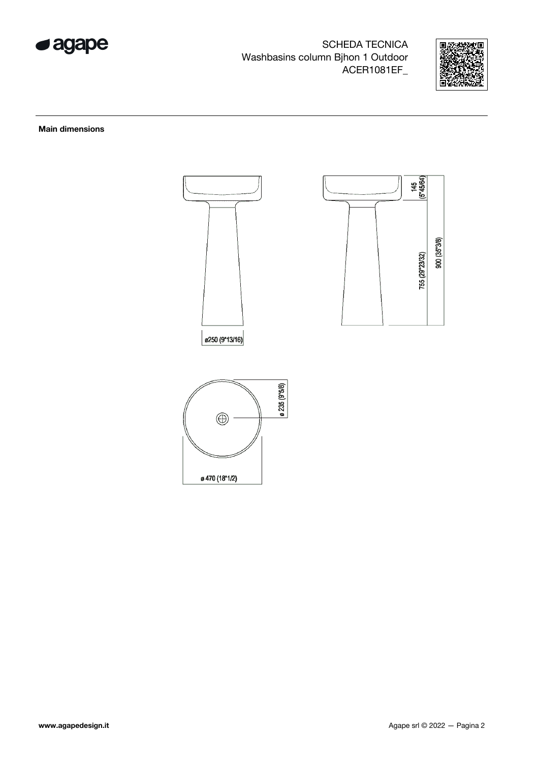SCHEDA TECNICA
Washbasins column Bjhon 1 Outdoor
ACER1081EF_

**Main dimensions**

ø250 (9"13/16)

145 (5"45/64)

755 (29"23/32)

900 (35"3/8)

ø 235 (9"5/8)

ø 470 (18"1/2)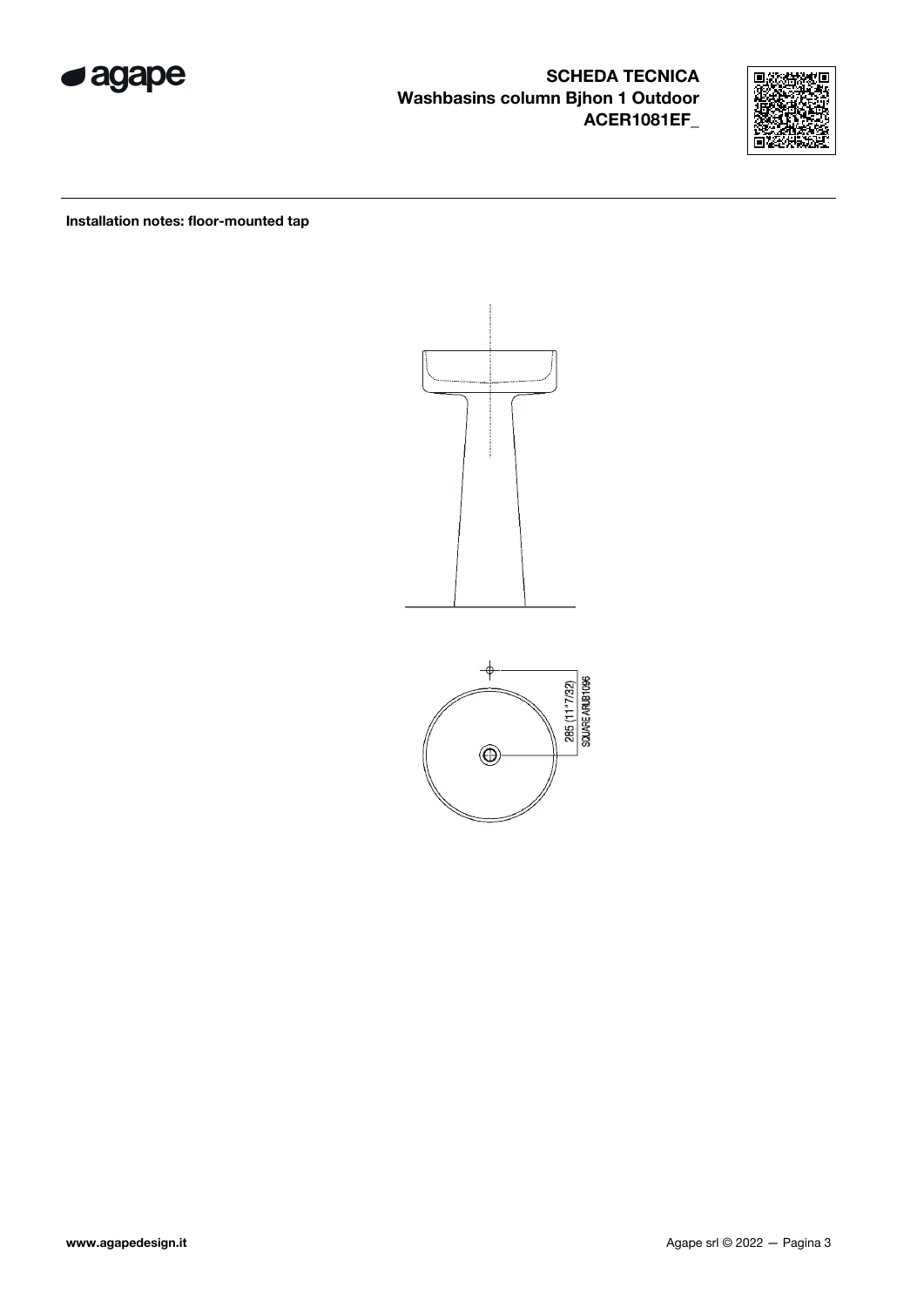**Installation notes: floor-mounted tap**

285 (11"7/32)
SQUARE ARUB1096